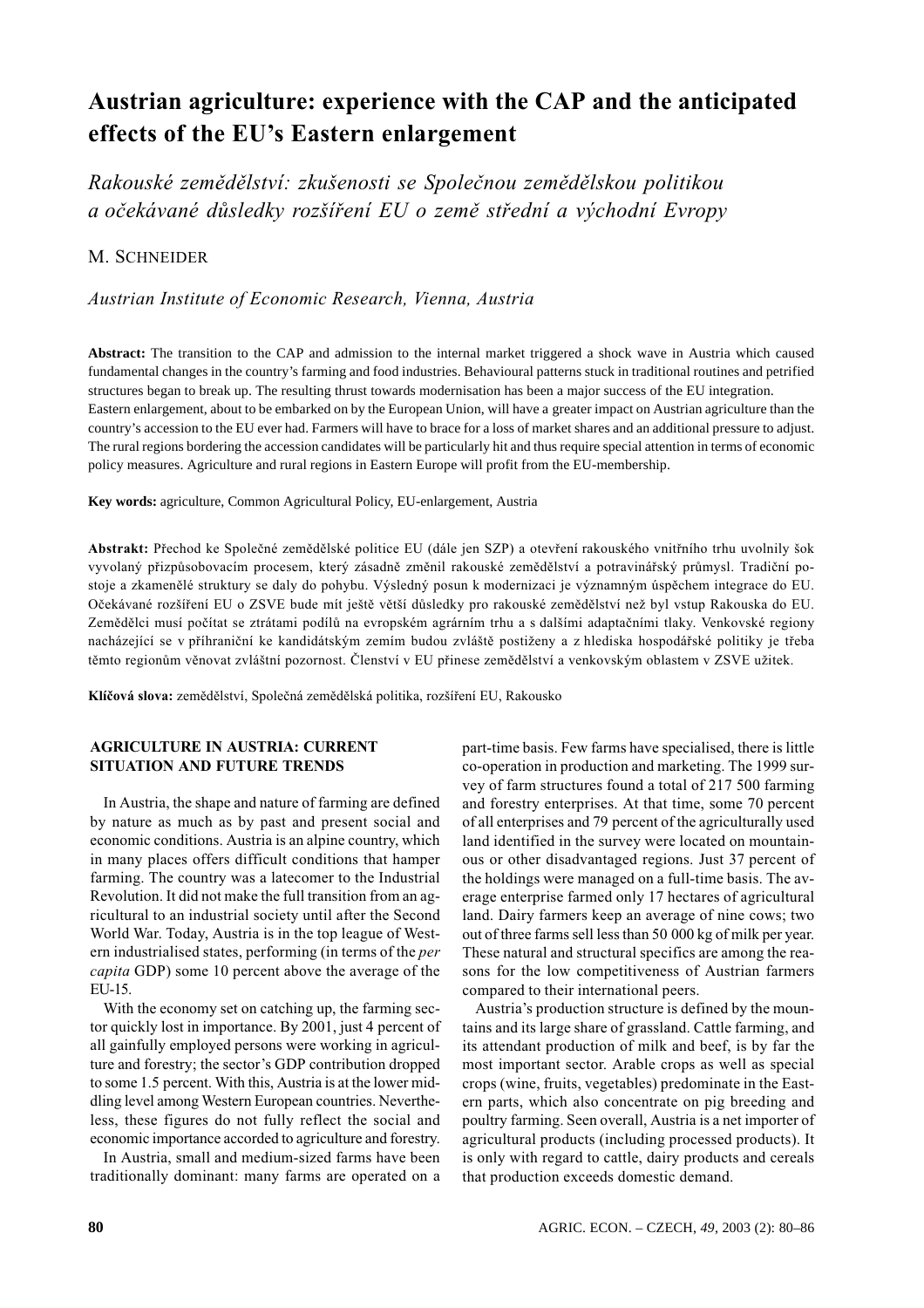# Austrian agriculture: experience with the CAP and the anticipated effects of the EU's Eastern enlargement

*Rakouské zemědělství: zkušenosti se Společnou zemědělskou politikou a očekávané důsledky rozšíření EU o země střední a východní Evropy*

M. Schneider

*Austrian Institute of Economic Research, Vienna, Austria*

**Abstract:** The transition to the CAP and admission to the internal market triggered a shock wave in Austria which caused fundamental changes in the country's farming and food industries. Behavioural patterns stuck in traditional routines and petrified structures began to break up. The resulting thrust towards modernisation has been a major success of the EU integration. Eastern enlargement, about to be embarked on by the European Union, will have a greater impact on Austrian agriculture than the country's accession to the EU ever had. Farmers will have to brace for a loss of market shares and an additional pressure to adjust. The rural regions bordering the accession candidates will be particularly hit and thus require special attention in terms of economic policy measures. Agriculture and rural regions in Eastern Europe will profit from the EU-membership.

**Key words:** agriculture, Common Agricultural Policy, EU-enlargement, Austria

**Abstrakt:** Přechod ke Společné zemědělské politice EU (dále jen SZP) a otevření rakouského vnitřního trhu uvolnily šok vyvolaný přizpůsobovacím procesem, který zásadně změnil rakouské zemědělství a potravinářský průmysl. Tradiční postoje a zkamenělé struktury se daly do pohybu. Výsledný posun k modernizaci je významným úspěchem integrace do EU. Očekávané rozšíření EU o ZSVE bude mít ještě větší důsledky pro rakouské zemědělství než byl vstup Rakouska do EU. Zemědělci musí počítat se ztrátami podílů na evropském agrárním trhu a s dalšími adaptačními tlaky. Venkovské regiony nacházející se v příhraniční ke kandidátským zemím budou zvláště postiženy a z hlediska hospodářské politiky je třeba těmto regionům věnovat zvláštní pozornost. Členství v EU přinese zemědělství a venkovským oblastem v ZSVE užitek.

**Klíčová slova:** zemědělství, Společná zemědělská politika, rozšíření EU, Rakousko

## AGRICULTURE IN AUSTRIA: CURRENT SITUATION AND FUTURE TRENDS

In Austria, the shape and nature of farming are defined by nature as much as by past and present social and economic conditions. Austria is an alpine country, which in many places offers difficult conditions that hamper farming. The country was a latecomer to the Industrial Revolution. It did not make the full transition from an agricultural to an industrial society until after the Second World War. Today, Austria is in the top league of Western industrialised states, performing (in terms of the *per capita* GDP) some 10 percent above the average of the EU-15.

With the economy set on catching up, the farming sector quickly lost in importance. By 2001, just 4 percent of all gainfully employed persons were working in agriculture and forestry; the sector's GDP contribution dropped to some 1.5 percent. With this, Austria is at the lower middling level among Western European countries. Nevertheless, these figures do not fully reflect the social and economic importance accorded to agriculture and forestry.

In Austria, small and medium-sized farms have been traditionally dominant: many farms are operated on a part-time basis. Few farms have specialised, there is little co-operation in production and marketing. The 1999 survey of farm structures found a total of 217 500 farming and forestry enterprises. At that time, some 70 percent of all enterprises and 79 percent of the agriculturally used land identified in the survey were located on mountainous or other disadvantaged regions. Just 37 percent of the holdings were managed on a full-time basis. The average enterprise farmed only 17 hectares of agricultural land. Dairy farmers keep an average of nine cows; two out of three farms sell less than 50 000 kg of milk per year. These natural and structural specifics are among the reasons for the low competitiveness of Austrian farmers compared to their international peers.

Austria's production structure is defined by the mountains and its large share of grassland. Cattle farming, and its attendant production of milk and beef, is by far the most important sector. Arable crops as well as special crops (wine, fruits, vegetables) predominate in the Eastern parts, which also concentrate on pig breeding and poultry farming. Seen overall, Austria is a net importer of agricultural products (including processed products). It is only with regard to cattle, dairy products and cereals that production exceeds domestic demand.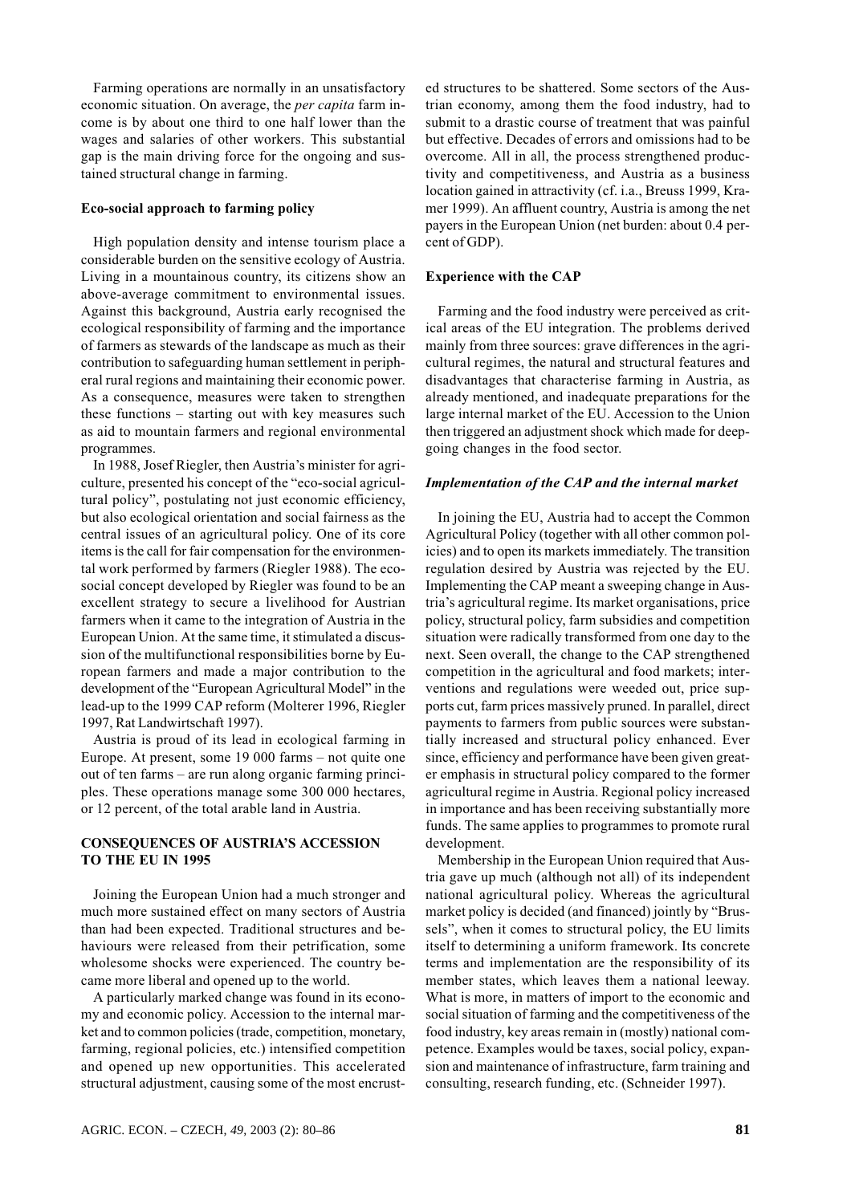Farming operations are normally in an unsatisfactory economic situation. On average, the *per capita* farm income is by about one third to one half lower than the wages and salaries of other workers. This substantial gap is the main driving force for the ongoing and sustained structural change in farming.

**Eco-social approach to farming policy**

High population density and intense tourism place a considerable burden on the sensitive ecology of Austria. Living in a mountainous country, its citizens show an above-average commitment to environmental issues. Against this background, Austria early recognised the ecological responsibility of farming and the importance of farmers as stewards of the landscape as much as their contribution to safeguarding human settlement in peripheral rural regions and maintaining their economic power. As a consequence, measures were taken to strengthen these functions – starting out with key measures such as aid to mountain farmers and regional environmental programmes.

In 1988, Josef Riegler, then Austria's minister for agriculture, presented his concept of the "eco-social agricultural policy", postulating not just economic efficiency, but also ecological orientation and social fairness as the central issues of an agricultural policy. One of its core items is the call for fair compensation for the environmental work performed by farmers (Riegler 1988). The eco-social concept developed by Riegler was found to be an excellent strategy to secure a livelihood for Austrian farmers when it came to the integration of Austria in the European Union. At the same time, it stimulated a discussion of the multifunctional responsibilities borne by European farmers and made a major contribution to the development of the "European Agricultural Model" in the lead-up to the 1999 CAP reform (Molterer 1996, Riegler 1997, Rat Landwirtschaft 1997).

Austria is proud of its lead in ecological farming in Europe. At present, some 19 000 farms – not quite one out of ten farms – are run along organic farming principles. These operations manage some 300 000 hectares, or 12 percent, of the total arable land in Austria.

## CONSEQUENCES OF AUSTRIA'S ACCESSION TO THE EU IN 1995

Joining the European Union had a much stronger and much more sustained effect on many sectors of Austria than had been expected. Traditional structures and behaviours were released from their petrification, some wholesome shocks were experienced. The country became more liberal and opened up to the world.

A particularly marked change was found in its economy and economic policy. Accession to the internal market and to common policies (trade, competition, monetary, farming, regional policies, etc.) intensified competition and opened up new opportunities. This accelerated structural adjustment, causing some of the most encrusted structures to be shattered. Some sectors of the Austrian economy, among them the food industry, had to submit to a drastic course of treatment that was painful but effective. Decades of errors and omissions had to be overcome. All in all, the process strengthened productivity and competitiveness, and Austria as a business location gained in attractivity (cf. i.a., Breuss 1999, Kramer 1999). An affluent country, Austria is among the net payers in the European Union (net burden: about 0.4 percent of GDP).

**Experience with the CAP**

Farming and the food industry were perceived as critical areas of the EU integration. The problems derived mainly from three sources: grave differences in the agricultural regimes, the natural and structural features and disadvantages that characterise farming in Austria, as already mentioned, and inadequate preparations for the large internal market of the EU. Accession to the Union then triggered an adjustment shock which made for deep-going changes in the food sector.

***Implementation of the CAP and the internal market***

In joining the EU, Austria had to accept the Common Agricultural Policy (together with all other common policies) and to open its markets immediately. The transition regulation desired by Austria was rejected by the EU. Implementing the CAP meant a sweeping change in Austria's agricultural regime. Its market organisations, price policy, structural policy, farm subsidies and competition situation were radically transformed from one day to the next. Seen overall, the change to the CAP strengthened competition in the agricultural and food markets; interventions and regulations were weeded out, price supports cut, farm prices massively pruned. In parallel, direct payments to farmers from public sources were substantially increased and structural policy enhanced. Ever since, efficiency and performance have been given greater emphasis in structural policy compared to the former agricultural regime in Austria. Regional policy increased in importance and has been receiving substantially more funds. The same applies to programmes to promote rural development.

Membership in the European Union required that Austria gave up much (although not all) of its independent national agricultural policy. Whereas the agricultural market policy is decided (and financed) jointly by "Brussels", when it comes to structural policy, the EU limits itself to determining a uniform framework. Its concrete terms and implementation are the responsibility of its member states, which leaves them a national leeway. What is more, in matters of import to the economic and social situation of farming and the competitiveness of the food industry, key areas remain in (mostly) national competence. Examples would be taxes, social policy, expansion and maintenance of infrastructure, farm training and consulting, research funding, etc. (Schneider 1997).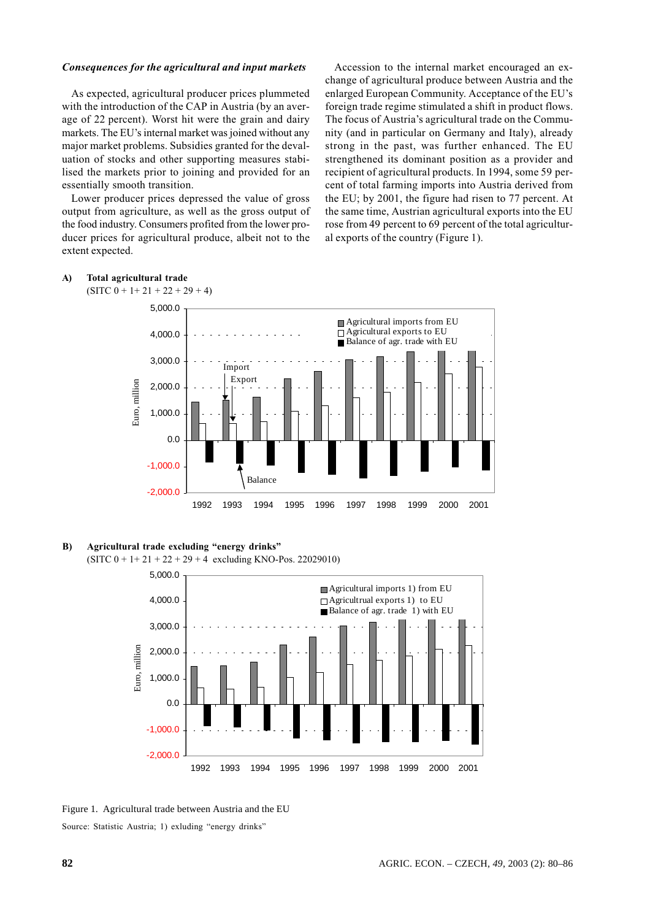### *Consequences for the agricultural and input markets*

As expected, agricultural producer prices plummeted with the introduction of the CAP in Austria (by an average of 22 percent). Worst hit were the grain and dairy markets. The EU's internal market was joined without any major market problems. Subsidies granted for the devaluation of stocks and other supporting measures stabilised the markets prior to joining and provided for an essentially smooth transition.

Lower producer prices depressed the value of gross output from agriculture, as well as the gross output of the food industry. Consumers profited from the lower producer prices for agricultural produce, albeit not to the extent expected.

Accession to the internal market encouraged an exchange of agricultural produce between Austria and the enlarged European Community. Acceptance of the EU's foreign trade regime stimulated a shift in product flows. The focus of Austria's agricultural trade on the Community (and in particular on Germany and Italy), already strong in the past, was further enhanced. The EU strengthened its dominant position as a provider and recipient of agricultural products. In 1994, some 59 percent of total farming imports into Austria derived from the EU; by 2001, the figure had risen to 77 percent. At the same time, Austrian agricultural exports into the EU rose from 49 percent to 69 percent of the total agricultural exports of the country (Figure 1).

**A) Total agricultural trade**
(SITC 0 + 1+ 21 + 22 + 29 + 4)

5,000.0
4,000.0
3,000.0
2,000.0
1,000.0
0.0
-1,000.0
-2,000.0

Euro, million

Agricultural imports from EU
Agricultural exports to EU
Balance of agr. trade with EU

Import
Export
Balance

1992 1993 1994 1995 1996 1997 1998 1999 2000 2001

**B) Agricultural trade excluding "energy drinks"**
(SITC 0 + 1+ 21 + 22 + 29 + 4 excluding KNO-Pos. 22029010)

5,000.0
4,000.0
3,000.0
2,000.0
1,000.0
0.0
-1,000.0
-2,000.0

Euro, million

Agricultural imports 1) from EU
Agricultrual exports 1) to EU
Balance of agr. trade 1) with EU

1992 1993 1994 1995 1996 1997 1998 1999 2000 2001

Figure 1. Agricultural trade between Austria and the EU

Source: Statistic Austria; 1) exluding "energy drinks"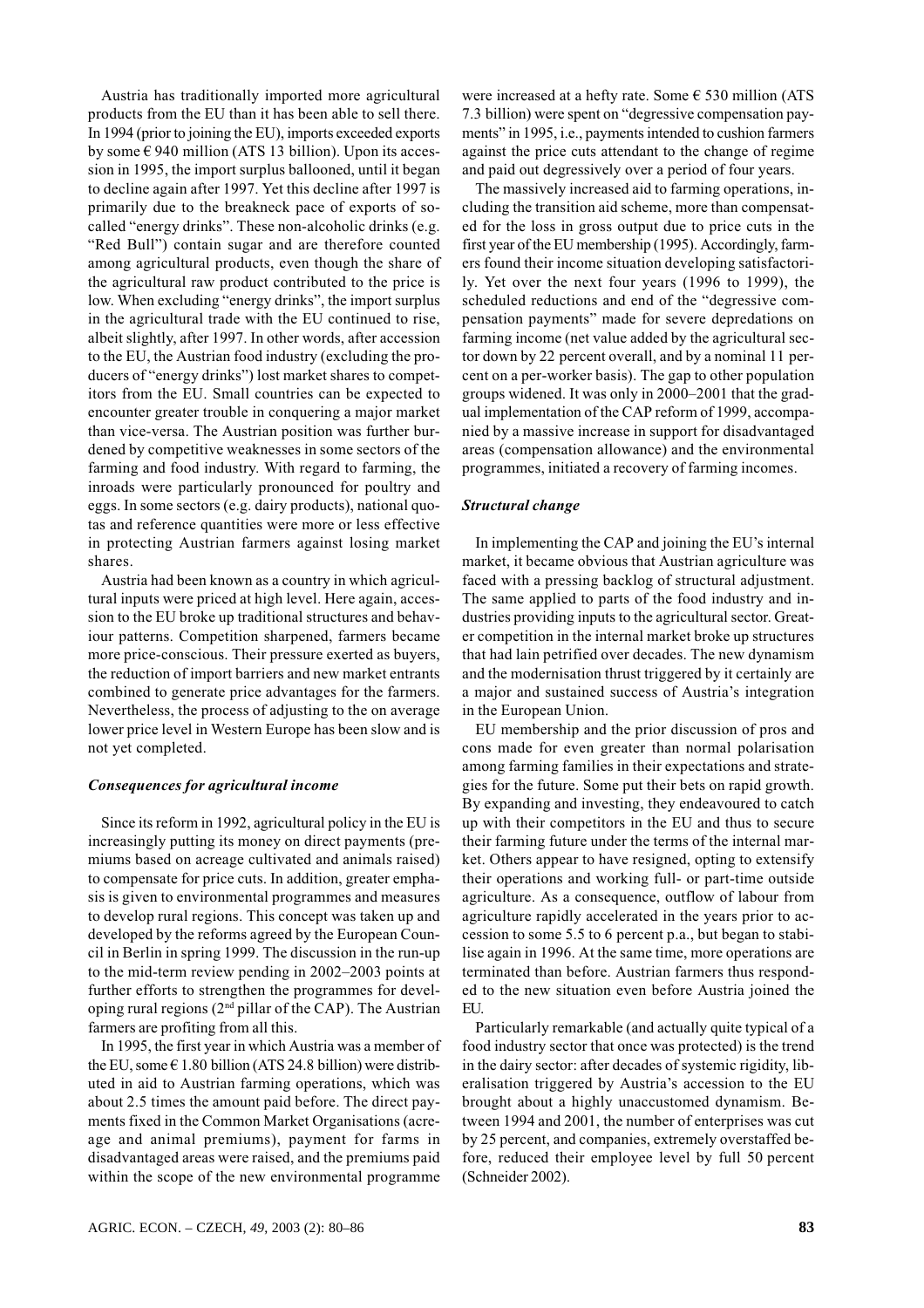Austria has traditionally imported more agricultural products from the EU than it has been able to sell there. In 1994 (prior to joining the EU), imports exceeded exports by some € 940 million (ATS 13 billion). Upon its accession in 1995, the import surplus ballooned, until it began to decline again after 1997. Yet this decline after 1997 is primarily due to the breakneck pace of exports of so-called "energy drinks". These non-alcoholic drinks (e.g. "Red Bull") contain sugar and are therefore counted among agricultural products, even though the share of the agricultural raw product contributed to the price is low. When excluding "energy drinks", the import surplus in the agricultural trade with the EU continued to rise, albeit slightly, after 1997. In other words, after accession to the EU, the Austrian food industry (excluding the producers of "energy drinks") lost market shares to competitors from the EU. Small countries can be expected to encounter greater trouble in conquering a major market than vice-versa. The Austrian position was further burdened by competitive weaknesses in some sectors of the farming and food industry. With regard to farming, the inroads were particularly pronounced for poultry and eggs. In some sectors (e.g. dairy products), national quotas and reference quantities were more or less effective in protecting Austrian farmers against losing market shares.

Austria had been known as a country in which agricultural inputs were priced at high level. Here again, accession to the EU broke up traditional structures and behaviour patterns. Competition sharpened, farmers became more price-conscious. Their pressure exerted as buyers, the reduction of import barriers and new market entrants combined to generate price advantages for the farmers. Nevertheless, the process of adjusting to the on average lower price level in Western Europe has been slow and is not yet completed.

### *Consequences for agricultural income*

Since its reform in 1992, agricultural policy in the EU is increasingly putting its money on direct payments (premiums based on acreage cultivated and animals raised) to compensate for price cuts. In addition, greater emphasis is given to environmental programmes and measures to develop rural regions. This concept was taken up and developed by the reforms agreed by the European Council in Berlin in spring 1999. The discussion in the run-up to the mid-term review pending in 2002–2003 points at further efforts to strengthen the programmes for developing rural regions (2nd pillar of the CAP). The Austrian farmers are profiting from all this.

In 1995, the first year in which Austria was a member of the EU, some € 1.80 billion (ATS 24.8 billion) were distributed in aid to Austrian farming operations, which was about 2.5 times the amount paid before. The direct payments fixed in the Common Market Organisations (acreage and animal premiums), payment for farms in disadvantaged areas were raised, and the premiums paid within the scope of the new environmental programme were increased at a hefty rate. Some € 530 million (ATS 7.3 billion) were spent on "degressive compensation payments" in 1995, i.e., payments intended to cushion farmers against the price cuts attendant to the change of regime and paid out degressively over a period of four years.

The massively increased aid to farming operations, including the transition aid scheme, more than compensated for the loss in gross output due to price cuts in the first year of the EU membership (1995). Accordingly, farmers found their income situation developing satisfactorily. Yet over the next four years (1996 to 1999), the scheduled reductions and end of the "degressive compensation payments" made for severe depredations on farming income (net value added by the agricultural sector down by 22 percent overall, and by a nominal 11 percent on a per-worker basis). The gap to other population groups widened. It was only in 2000–2001 that the gradual implementation of the CAP reform of 1999, accompanied by a massive increase in support for disadvantaged areas (compensation allowance) and the environmental programmes, initiated a recovery of farming incomes.

### *Structural change*

In implementing the CAP and joining the EU's internal market, it became obvious that Austrian agriculture was faced with a pressing backlog of structural adjustment. The same applied to parts of the food industry and industries providing inputs to the agricultural sector. Greater competition in the internal market broke up structures that had lain petrified over decades. The new dynamism and the modernisation thrust triggered by it certainly are a major and sustained success of Austria's integration in the European Union.

EU membership and the prior discussion of pros and cons made for even greater than normal polarisation among farming families in their expectations and strategies for the future. Some put their bets on rapid growth. By expanding and investing, they endeavoured to catch up with their competitors in the EU and thus to secure their farming future under the terms of the internal market. Others appear to have resigned, opting to extensify their operations and working full- or part-time outside agriculture. As a consequence, outflow of labour from agriculture rapidly accelerated in the years prior to accession to some 5.5 to 6 percent p.a., but began to stabilise again in 1996. At the same time, more operations are terminated than before. Austrian farmers thus responded to the new situation even before Austria joined the EU.

Particularly remarkable (and actually quite typical of a food industry sector that once was protected) is the trend in the dairy sector: after decades of systemic rigidity, liberalisation triggered by Austria's accession to the EU brought about a highly unaccustomed dynamism. Between 1994 and 2001, the number of enterprises was cut by 25 percent, and companies, extremely overstaffed before, reduced their employee level by full 50 percent (Schneider 2002).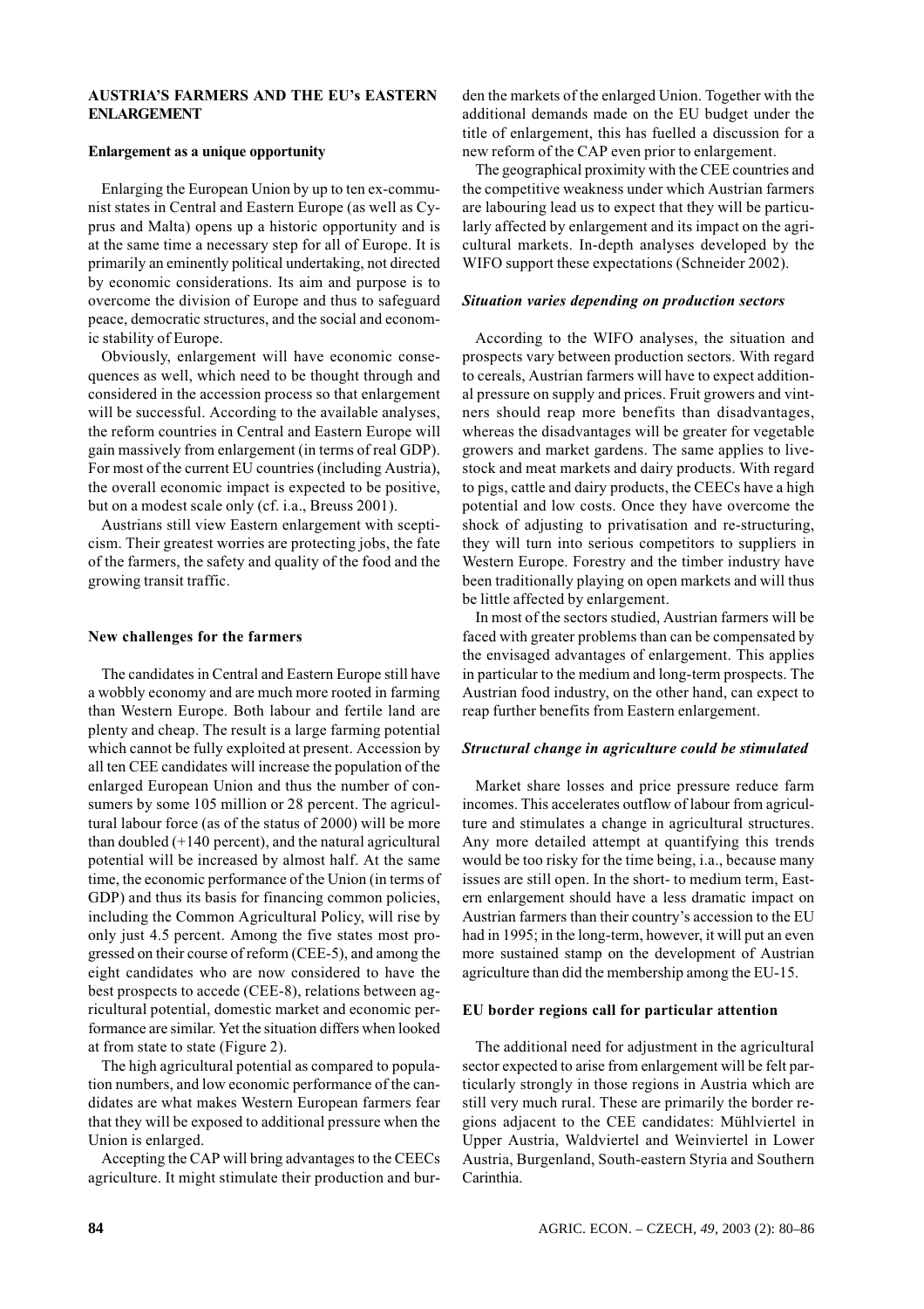## AUSTRIA'S FARMERS AND THE EU's EASTERN ENLARGEMENT

### Enlargement as a unique opportunity

Enlarging the European Union by up to ten ex-communist states in Central and Eastern Europe (as well as Cyprus and Malta) opens up a historic opportunity and is at the same time a necessary step for all of Europe. It is primarily an eminently political undertaking, not directed by economic considerations. Its aim and purpose is to overcome the division of Europe and thus to safeguard peace, democratic structures, and the social and economic stability of Europe.

Obviously, enlargement will have economic consequences as well, which need to be thought through and considered in the accession process so that enlargement will be successful. According to the available analyses, the reform countries in Central and Eastern Europe will gain massively from enlargement (in terms of real GDP). For most of the current EU countries (including Austria), the overall economic impact is expected to be positive, but on a modest scale only (cf. i.a., Breuss 2001).

Austrians still view Eastern enlargement with scepticism. Their greatest worries are protecting jobs, the fate of the farmers, the safety and quality of the food and the growing transit traffic.

### New challenges for the farmers

The candidates in Central and Eastern Europe still have a wobbly economy and are much more rooted in farming than Western Europe. Both labour and fertile land are plenty and cheap. The result is a large farming potential which cannot be fully exploited at present. Accession by all ten CEE candidates will increase the population of the enlarged European Union and thus the number of consumers by some 105 million or 28 percent. The agricultural labour force (as of the status of 2000) will be more than doubled (+140 percent), and the natural agricultural potential will be increased by almost half. At the same time, the economic performance of the Union (in terms of GDP) and thus its basis for financing common policies, including the Common Agricultural Policy, will rise by only just 4.5 percent. Among the five states most progressed on their course of reform (CEE-5), and among the eight candidates who are now considered to have the best prospects to accede (CEE-8), relations between agricultural potential, domestic market and economic performance are similar. Yet the situation differs when looked at from state to state (Figure 2).

The high agricultural potential as compared to population numbers, and low economic performance of the candidates are what makes Western European farmers fear that they will be exposed to additional pressure when the Union is enlarged.

Accepting the CAP will bring advantages to the CEECs agriculture. It might stimulate their production and burden the markets of the enlarged Union. Together with the additional demands made on the EU budget under the title of enlargement, this has fuelled a discussion for a new reform of the CAP even prior to enlargement.

The geographical proximity with the CEE countries and the competitive weakness under which Austrian farmers are labouring lead us to expect that they will be particularly affected by enlargement and its impact on the agricultural markets. In-depth analyses developed by the WIFO support these expectations (Schneider 2002).

#### *Situation varies depending on production sectors*

According to the WIFO analyses, the situation and prospects vary between production sectors. With regard to cereals, Austrian farmers will have to expect additional pressure on supply and prices. Fruit growers and vintners should reap more benefits than disadvantages, whereas the disadvantages will be greater for vegetable growers and market gardens. The same applies to livestock and meat markets and dairy products. With regard to pigs, cattle and dairy products, the CEECs have a high potential and low costs. Once they have overcome the shock of adjusting to privatisation and re-structuring, they will turn into serious competitors to suppliers in Western Europe. Forestry and the timber industry have been traditionally playing on open markets and will thus be little affected by enlargement.

In most of the sectors studied, Austrian farmers will be faced with greater problems than can be compensated by the envisaged advantages of enlargement. This applies in particular to the medium and long-term prospects. The Austrian food industry, on the other hand, can expect to reap further benefits from Eastern enlargement.

#### *Structural change in agriculture could be stimulated*

Market share losses and price pressure reduce farm incomes. This accelerates outflow of labour from agriculture and stimulates a change in agricultural structures. Any more detailed attempt at quantifying this trends would be too risky for the time being, i.a., because many issues are still open. In the short- to medium term, Eastern enlargement should have a less dramatic impact on Austrian farmers than their country's accession to the EU had in 1995; in the long-term, however, it will put an even more sustained stamp on the development of Austrian agriculture than did the membership among the EU-15.

### EU border regions call for particular attention

The additional need for adjustment in the agricultural sector expected to arise from enlargement will be felt particularly strongly in those regions in Austria which are still very much rural. These are primarily the border regions adjacent to the CEE candidates: Mühlviertel in Upper Austria, Waldviertel and Weinviertel in Lower Austria, Burgenland, South-eastern Styria and Southern Carinthia.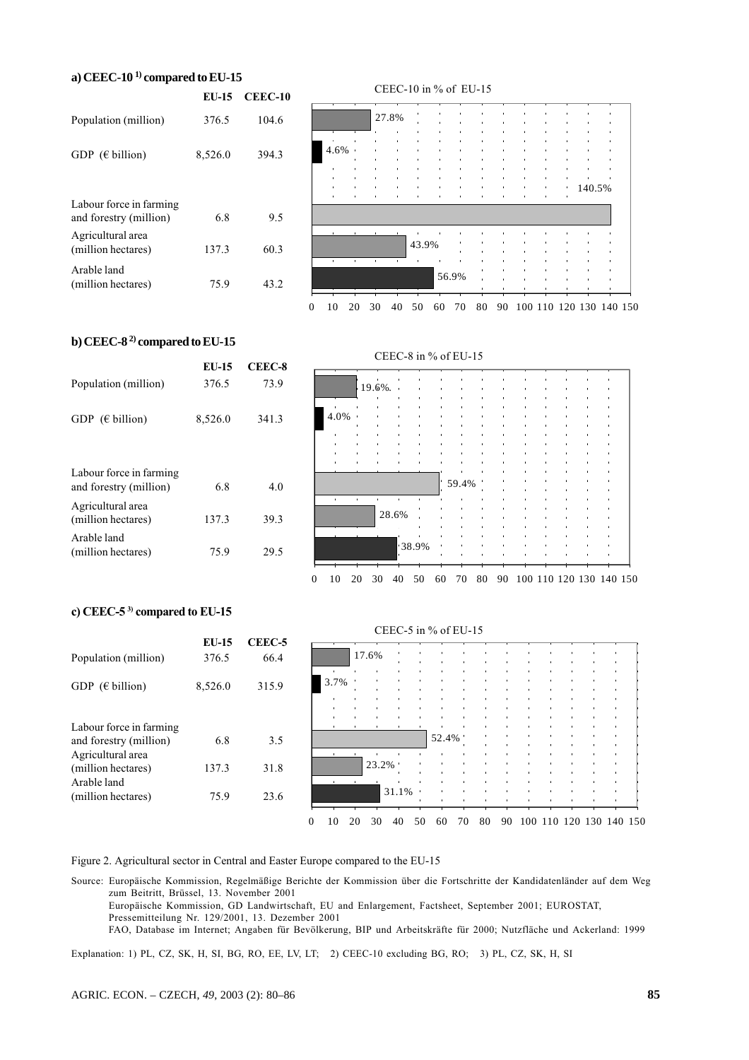**a) CEEC-10 [1)] compared to EU-15**

| | EU-15 | CEEC-10 |
|---|---|---|
| Population (million) | 376.5 | 104.6 |
| GDP (€ billion) | 8,526.0 | 394.3 |
| Labour force in farming and forestry (million) | 6.8 | 9.5 |
| Agricultural area (million hectares) | 137.3 | 60.3 |
| Arable land (million hectares) | 75.9 | 43.2 |

CEEC-10 in % of EU-15

27.8%
4.6%
140.5%
43.9%
56.9%

0 10 20 30 40 50 60 70 80 90 100 110 120 130 140 150

**b) CEEC-8 [2)] compared to EU-15**

| | EU-15 | CEEC-8 |
|---|---|---|
| Population (million) | 376.5 | 73.9 |
| GDP (€ billion) | 8,526.0 | 341.3 |
| Labour force in farming and forestry (million) | 6.8 | 4.0 |
| Agricultural area (million hectares) | 137.3 | 39.3 |
| Arable land (million hectares) | 75.9 | 29.5 |

CEEC-8 in % of EU-15

19.6%
4.0%
59.4%
28.6%
38.9%

0 10 20 30 40 50 60 70 80 90 100 110 120 130 140 150

**c) CEEC-5 [3)] compared to EU-15**

| | EU-15 | CEEC-5 |
|---|---|---|
| Population (million) | 376.5 | 66.4 |
| GDP (€ billion) | 8,526.0 | 315.9 |
| Labour force in farming and forestry (million) | 6.8 | 3.5 |
| Agricultural area (million hectares) | 137.3 | 31.8 |
| Arable land (million hectares) | 75.9 | 23.6 |

CEEC-5 in % of EU-15

17.6%
3.7%
52.4%
23.2%
31.1%

0 10 20 30 40 50 60 70 80 90 100 110 120 130 140 150

Figure 2. Agricultural sector in Central and Easter Europe compared to the EU-15

Source: Europäische Kommission, Regelmäßige Berichte der Kommission über die Fortschritte der Kandidatenländer auf dem Weg zum Beitritt, Brüssel, 13. November 2001
Europäische Kommission, GD Landwirtschaft, EU and Enlargement, Factsheet, September 2001; EUROSTAT, Pressemitteilung Nr. 129/2001, 13. Dezember 2001
FAO, Database im Internet; Angaben für Bevölkerung, BIP und Arbeitskräfte für 2000; Nutzfläche und Ackerland: 1999

Explanation: 1) PL, CZ, SK, H, SI, BG, RO, EE, LV, LT; 2) CEEC-10 excluding BG, RO; 3) PL, CZ, SK, H, SI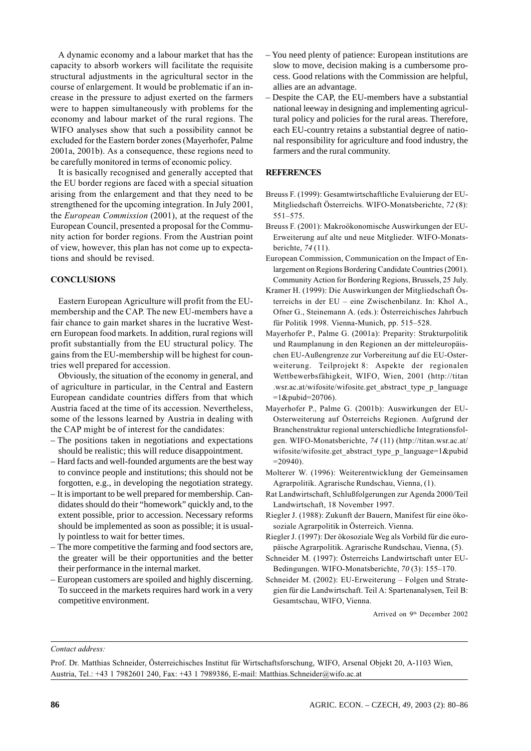A dynamic economy and a labour market that has the capacity to absorb workers will facilitate the requisite structural adjustments in the agricultural sector in the course of enlargement. It would be problematic if an increase in the pressure to adjust exerted on the farmers were to happen simultaneously with problems for the economy and labour market of the rural regions. The WIFO analyses show that such a possibility cannot be excluded for the Eastern border zones (Mayerhofer, Palme 2001a, 2001b). As a consequence, these regions need to be carefully monitored in terms of economic policy.

It is basically recognised and generally accepted that the EU border regions are faced with a special situation arising from the enlargement and that they need to be strengthened for the upcoming integration. In July 2001, the *European Commission* (2001), at the request of the European Council, presented a proposal for the Community action for border regions. From the Austrian point of view, however, this plan has not come up to expectations and should be revised.

## CONCLUSIONS

Eastern European Agriculture will profit from the EU-membership and the CAP. The new EU-members have a fair chance to gain market shares in the lucrative Western European food markets. In addition, rural regions will profit substantially from the EU structural policy. The gains from the EU-membership will be highest for countries well prepared for accession.

Obviously, the situation of the economy in general, and of agriculture in particular, in the Central and Eastern European candidate countries differs from that which Austria faced at the time of its accession. Nevertheless, some of the lessons learned by Austria in dealing with the CAP might be of interest for the candidates:

- The positions taken in negotiations and expectations should be realistic; this will reduce disappointment.
- Hard facts and well-founded arguments are the best way to convince people and institutions; this should not be forgotten, e.g., in developing the negotiation strategy.
- It is important to be well prepared for membership. Candidates should do their "homework" quickly and, to the extent possible, prior to accession. Necessary reforms should be implemented as soon as possible; it is usually pointless to wait for better times.
- The more competitive the farming and food sectors are, the greater will be their opportunities and the better their performance in the internal market.
- European customers are spoiled and highly discerning. To succeed in the markets requires hard work in a very competitive environment.
- You need plenty of patience: European institutions are slow to move, decision making is a cumbersome process. Good relations with the Commission are helpful, allies are an advantage.
- Despite the CAP, the EU-members have a substantial national leeway in designing and implementing agricultural policy and policies for the rural areas. Therefore, each EU-country retains a substantial degree of national responsibility for agriculture and food industry, the farmers and the rural community.

## REFERENCES

Breuss F. (1999): Gesamtwirtschaftliche Evaluierung der EU-Mitgliedschaft Österreichs. WIFO-Monatsberichte, *72* (8): 551–575.

Breuss F. (2001): Makroökonomische Auswirkungen der EU-Erweiterung auf alte und neue Mitglieder. WIFO-Monatsberichte, *74* (11).

European Commission, Communication on the Impact of Enlargement on Regions Bordering Candidate Countries (2001). Community Action for Bordering Regions, Brussels, 25 July.

Kramer H. (1999): Die Auswirkungen der Mitgliedschaft Österreichs in der EU – eine Zwischenbilanz. In: Khol A., Ofner G., Steinemann A. (eds.): Österreichisches Jahrbuch für Politik 1998. Vienna-Munich, pp. 515–528.

Mayerhofer P., Palme G. (2001a): Preparity: Strukturpolitik und Raumplanung in den Regionen an der mitteleuropäischen EU-Außengrenze zur Vorbereitung auf die EU-Osterweiterung. Teilprojekt 8: Aspekte der regionalen Wettbewerbsfähigkeit, WIFO, Wien, 2001 (http://titan.wsr.ac.at/wifosite/wifosite.get_abstract_type_p_language=1&pubid=20706).

Mayerhofer P., Palme G. (2001b): Auswirkungen der EU-Osterweiterung auf Österreichs Regionen. Aufgrund der Branchenstruktur regional unterschiedliche Integrationsfolgen. WIFO-Monatsberichte, *74* (11) (http://titan.wsr.ac.at/wifosite/wifosite.get_abstract_type_p_language=1&pubid=20940).

Molterer W. (1996): Weiterentwicklung der Gemeinsamen Agrarpolitik. Agrarische Rundschau, Vienna, (1).

Rat Landwirtschaft, Schlußfolgerungen zur Agenda 2000/Teil Landwirtschaft, 18 November 1997.

Riegler J. (1988): Zukunft der Bauern, Manifest für eine ökosoziale Agrarpolitik in Österreich. Vienna.

Riegler J. (1997): Der ökosoziale Weg als Vorbild für die europäische Agrarpolitik. Agrarische Rundschau, Vienna, (5).

Schneider M. (1997): Österreichs Landwirtschaft unter EU-Bedingungen. WIFO-Monatsberichte, *70* (3): 155–170.

Schneider M. (2002): EU-Erweiterung – Folgen und Strategien für die Landwirtschaft. Teil A: Spartenanalysen, Teil B: Gesamtschau, WIFO, Vienna.

Arrived on 9th December 2002

*Contact address:*

Prof. Dr. Matthias Schneider, Österreichisches Institut für Wirtschaftsforschung, WIFO, Arsenal Objekt 20, A-1103 Wien, Austria, Tel.: +43 1 7982601 240, Fax: +43 1 7989386, E-mail: Matthias.Schneider@wifo.ac.at